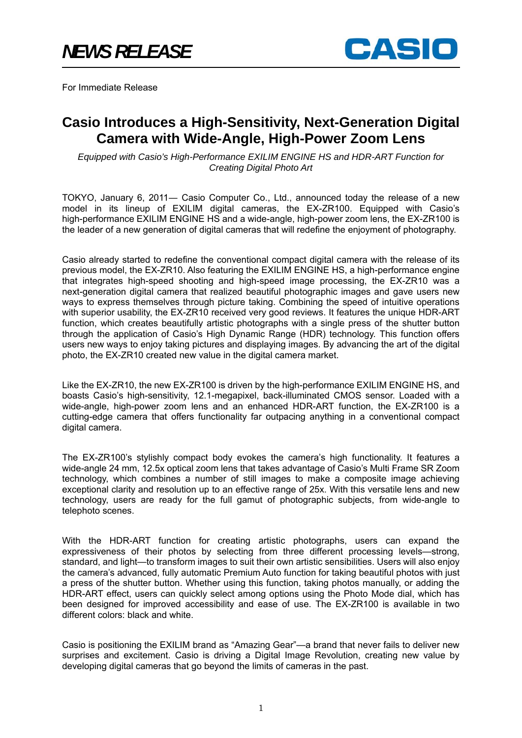*NEWS RELEASE*

CASIO

For Immediate Release

# Casio Introduces a High-Sensitivity, Next-Generation Digital Camera with Wide-Angle, High-Power Zoom Lens

*Equipped with Casio's High-Performance EXILIM ENGINE HS and HDR-ART Function for Creating Digital Photo Art*

TOKYO, January 6, 2011— Casio Computer Co., Ltd., announced today the release of a new model in its lineup of EXILIM digital cameras, the EX-ZR100. Equipped with Casio's high-performance EXILIM ENGINE HS and a wide-angle, high-power zoom lens, the EX-ZR100 is the leader of a new generation of digital cameras that will redefine the enjoyment of photography.

Casio already started to redefine the conventional compact digital camera with the release of its previous model, the EX-ZR10. Also featuring the EXILIM ENGINE HS, a high-performance engine that integrates high-speed shooting and high-speed image processing, the EX-ZR10 was a next-generation digital camera that realized beautiful photographic images and gave users new ways to express themselves through picture taking. Combining the speed of intuitive operations with superior usability, the EX-ZR10 received very good reviews. It features the unique HDR-ART function, which creates beautifully artistic photographs with a single press of the shutter button through the application of Casio's High Dynamic Range (HDR) technology. This function offers users new ways to enjoy taking pictures and displaying images. By advancing the art of the digital photo, the EX-ZR10 created new value in the digital camera market.

Like the EX-ZR10, the new EX-ZR100 is driven by the high-performance EXILIM ENGINE HS, and boasts Casio's high-sensitivity, 12.1-megapixel, back-illuminated CMOS sensor. Loaded with a wide-angle, high-power zoom lens and an enhanced HDR-ART function, the EX-ZR100 is a cutting-edge camera that offers functionality far outpacing anything in a conventional compact digital camera.

The EX-ZR100's stylishly compact body evokes the camera's high functionality. It features a wide-angle 24 mm, 12.5x optical zoom lens that takes advantage of Casio's Multi Frame SR Zoom technology, which combines a number of still images to make a composite image achieving exceptional clarity and resolution up to an effective range of 25x. With this versatile lens and new technology, users are ready for the full gamut of photographic subjects, from wide-angle to telephoto scenes.

With the HDR-ART function for creating artistic photographs, users can expand the expressiveness of their photos by selecting from three different processing levels—strong, standard, and light—to transform images to suit their own artistic sensibilities. Users will also enjoy the camera's advanced, fully automatic Premium Auto function for taking beautiful photos with just a press of the shutter button. Whether using this function, taking photos manually, or adding the HDR-ART effect, users can quickly select among options using the Photo Mode dial, which has been designed for improved accessibility and ease of use. The EX-ZR100 is available in two different colors: black and white.

Casio is positioning the EXILIM brand as "Amazing Gear"—a brand that never fails to deliver new surprises and excitement. Casio is driving a Digital Image Revolution, creating new value by developing digital cameras that go beyond the limits of cameras in the past.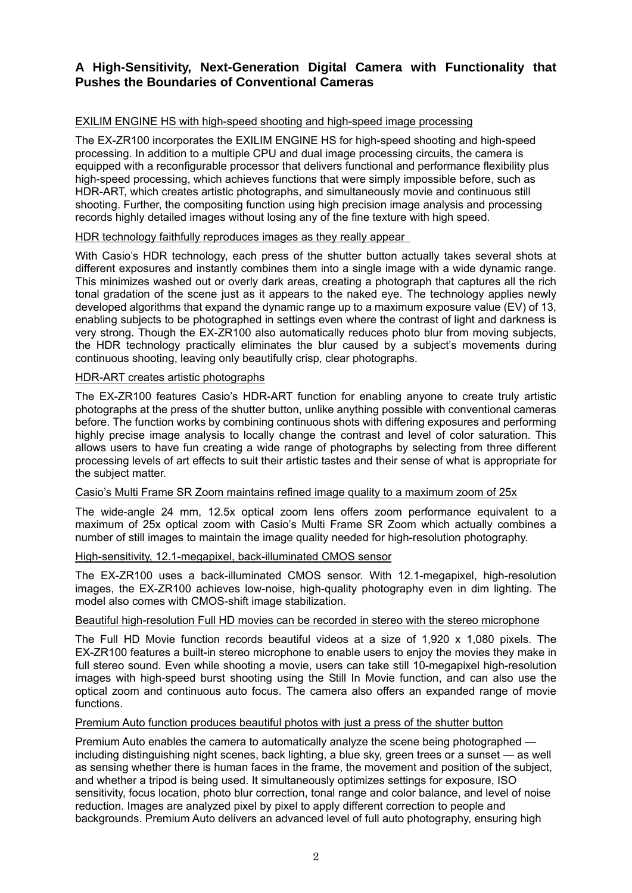## A High-Sensitivity, Next-Generation Digital Camera with Functionality that Pushes the Boundaries of Conventional Cameras

### EXILIM ENGINE HS with high-speed shooting and high-speed image processing

The EX-ZR100 incorporates the EXILIM ENGINE HS for high-speed shooting and high-speed processing. In addition to a multiple CPU and dual image processing circuits, the camera is equipped with a reconfigurable processor that delivers functional and performance flexibility plus high-speed processing, which achieves functions that were simply impossible before, such as HDR-ART, which creates artistic photographs, and simultaneously movie and continuous still shooting. Further, the compositing function using high precision image analysis and processing records highly detailed images without losing any of the fine texture with high speed.

### HDR technology faithfully reproduces images as they really appear

With Casio's HDR technology, each press of the shutter button actually takes several shots at different exposures and instantly combines them into a single image with a wide dynamic range. This minimizes washed out or overly dark areas, creating a photograph that captures all the rich tonal gradation of the scene just as it appears to the naked eye. The technology applies newly developed algorithms that expand the dynamic range up to a maximum exposure value (EV) of 13, enabling subjects to be photographed in settings even where the contrast of light and darkness is very strong. Though the EX-ZR100 also automatically reduces photo blur from moving subjects, the HDR technology practically eliminates the blur caused by a subject's movements during continuous shooting, leaving only beautifully crisp, clear photographs.

### HDR-ART creates artistic photographs

The EX-ZR100 features Casio's HDR-ART function for enabling anyone to create truly artistic photographs at the press of the shutter button, unlike anything possible with conventional cameras before. The function works by combining continuous shots with differing exposures and performing highly precise image analysis to locally change the contrast and level of color saturation. This allows users to have fun creating a wide range of photographs by selecting from three different processing levels of art effects to suit their artistic tastes and their sense of what is appropriate for the subject matter.

### Casio's Multi Frame SR Zoom maintains refined image quality to a maximum zoom of 25x

The wide-angle 24 mm, 12.5x optical zoom lens offers zoom performance equivalent to a maximum of 25x optical zoom with Casio's Multi Frame SR Zoom which actually combines a number of still images to maintain the image quality needed for high-resolution photography.

### High-sensitivity, 12.1-megapixel, back-illuminated CMOS sensor

The EX-ZR100 uses a back-illuminated CMOS sensor. With 12.1-megapixel, high-resolution images, the EX-ZR100 achieves low-noise, high-quality photography even in dim lighting. The model also comes with CMOS-shift image stabilization.

### Beautiful high-resolution Full HD movies can be recorded in stereo with the stereo microphone

The Full HD Movie function records beautiful videos at a size of 1,920 x 1,080 pixels. The EX-ZR100 features a built-in stereo microphone to enable users to enjoy the movies they make in full stereo sound. Even while shooting a movie, users can take still 10-megapixel high-resolution images with high-speed burst shooting using the Still In Movie function, and can also use the optical zoom and continuous auto focus. The camera also offers an expanded range of movie functions.

### Premium Auto function produces beautiful photos with just a press of the shutter button

Premium Auto enables the camera to automatically analyze the scene being photographed — including distinguishing night scenes, back lighting, a blue sky, green trees or a sunset — as well as sensing whether there is human faces in the frame, the movement and position of the subject, and whether a tripod is being used. It simultaneously optimizes settings for exposure, ISO sensitivity, focus location, photo blur correction, tonal range and color balance, and level of noise reduction. Images are analyzed pixel by pixel to apply different correction to people and backgrounds. Premium Auto delivers an advanced level of full auto photography, ensuring high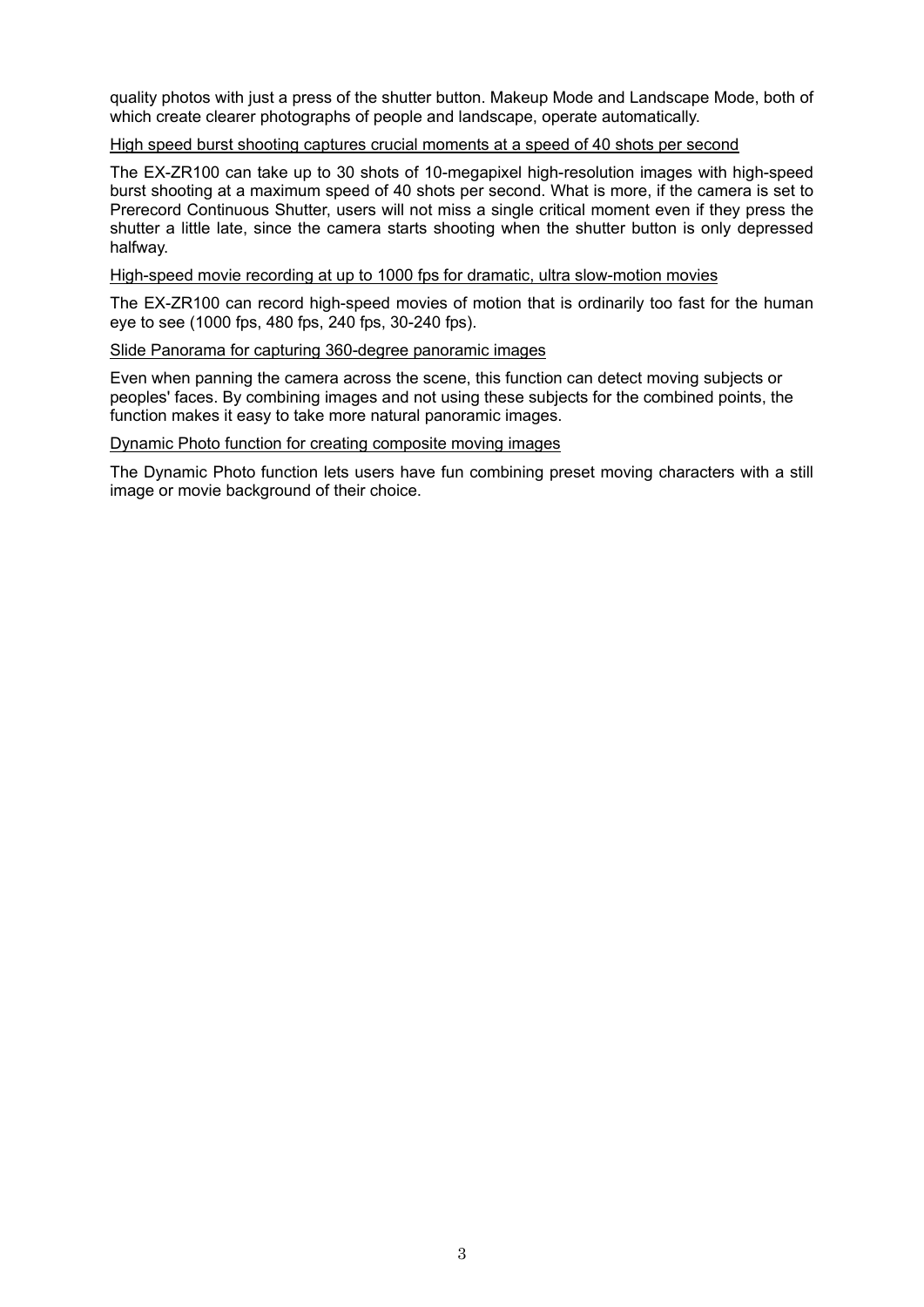quality photos with just a press of the shutter button. Makeup Mode and Landscape Mode, both of which create clearer photographs of people and landscape, operate automatically.

<u>High speed burst shooting captures crucial moments at a speed of 40 shots per second</u>

The EX-ZR100 can take up to 30 shots of 10-megapixel high-resolution images with high-speed burst shooting at a maximum speed of 40 shots per second. What is more, if the camera is set to Prerecord Continuous Shutter, users will not miss a single critical moment even if they press the shutter a little late, since the camera starts shooting when the shutter button is only depressed halfway.

<u>High-speed movie recording at up to 1000 fps for dramatic, ultra slow-motion movies</u>

The EX-ZR100 can record high-speed movies of motion that is ordinarily too fast for the human eye to see (1000 fps, 480 fps, 240 fps, 30-240 fps).

<u>Slide Panorama for capturing 360-degree panoramic images</u>

Even when panning the camera across the scene, this function can detect moving subjects or peoples' faces. By combining images and not using these subjects for the combined points, the function makes it easy to take more natural panoramic images.

<u>Dynamic Photo function for creating composite moving images</u>

The Dynamic Photo function lets users have fun combining preset moving characters with a still image or movie background of their choice.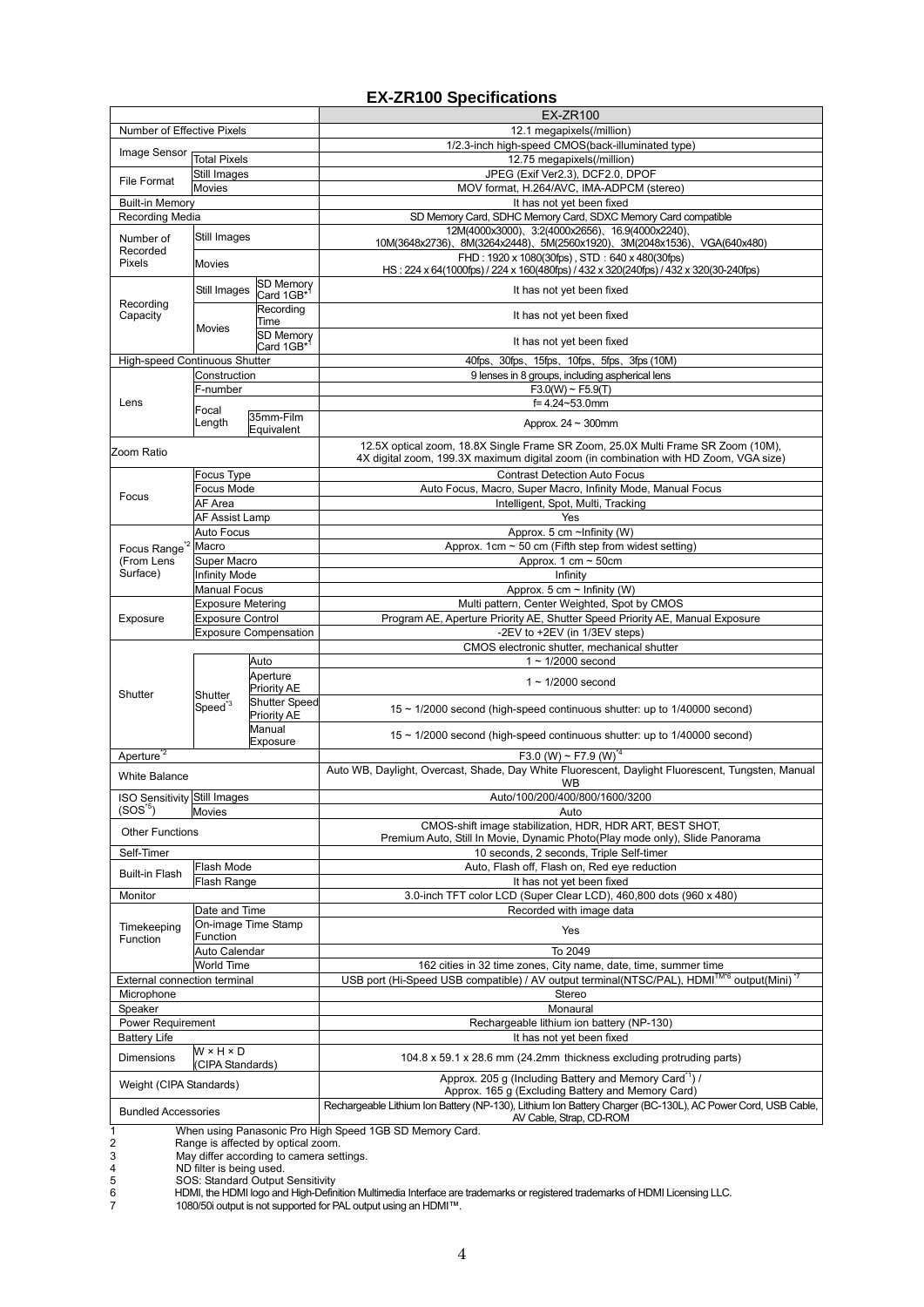# EX-ZR100 Specifications

| | | | EX-ZR100 |
|---|---|---|---|
| Number of Effective Pixels | | | 12.1 megapixels(/million) |
| Image Sensor | | | 1/2.3-inch high-speed CMOS(back-illuminated type) |
| | Total Pixels | | 12.75 megapixels(/million) |
| File Format | Still Images | | JPEG (Exif Ver2.3), DCF2.0, DPOF |
| | Movies | | MOV format, H.264/AVC, IMA-ADPCM (stereo) |
| Built-in Memory | | | It has not yet been fixed |
| Recording Media | | | SD Memory Card, SDHC Memory Card, SDXC Memory Card compatible |
| Number of Recorded Pixels | Still Images | | 12M(4000x3000)、3:2(4000x2656)、16:9(4000x2240)、10M(3648x2736)、8M(3264x2448)、5M(2560x1920)、3M(2048x1536)、VGA(640x480) |
| | Movies | | FHD : 1920 x 1080(30fps) , STD : 640 x 480(30fps) HS : 224 x 64(1000fps) / 224 x 160(480fps) / 432 x 320(240fps) / 432 x 320(30-240fps) |
| Recording Capacity | Still Images | SD Memory Card 1GB*1 | It has not yet been fixed |
| | Movies | Recording Time | It has not yet been fixed |
| | | SD Memory Card 1GB*1 | It has not yet been fixed |
| High-speed Continuous Shutter | | | 40fps、30fps、15fps、10fps、5fps、3fps (10M) |
| Lens | Construction | | 9 lenses in 8 groups, including aspherical lens |
| | F-number | | F3.0(W) ~ F5.9(T) |
| | Focal Length | | f= 4.24~53.0mm |
| | | 35mm-Film Equivalent | Approx. 24 ~ 300mm |
| Zoom Ratio | | | 12.5X optical zoom, 18.8X Single Frame SR Zoom, 25.0X Multi Frame SR Zoom (10M), 4X digital zoom, 199.3X maximum digital zoom (in combination with HD Zoom, VGA size) |
| Focus | Focus Type | | Contrast Detection Auto Focus |
| | Focus Mode | | Auto Focus, Macro, Super Macro, Infinity Mode, Manual Focus |
| | AF Area | | Intelligent, Spot, Multi, Tracking |
| | AF Assist Lamp | | Yes |
| Focus Range*2 (From Lens Surface) | Auto Focus | | Approx. 5 cm ~Infinity (W) |
| | Macro | | Approx. 1cm ~ 50 cm (Fifth step from widest setting) |
| | Super Macro | | Approx. 1 cm ~ 50cm |
| | Infinity Mode | | Infinity |
| | Manual Focus | | Approx. 5 cm ~ Infinity (W) |
| Exposure | Exposure Metering | | Multi pattern, Center Weighted, Spot by CMOS |
| | Exposure Control | | Program AE, Aperture Priority AE, Shutter Speed Priority AE, Manual Exposure |
| | Exposure Compensation | | -2EV to +2EV (in 1/3EV steps) |
| Shutter | | | CMOS electronic shutter, mechanical shutter |
| | Shutter Speed*3 | Auto | 1 ~ 1/2000 second |
| | | Aperture Priority AE | 1 ~ 1/2000 second |
| | | Shutter Speed Priority AE | 15 ~ 1/2000 second (high-speed continuous shutter: up to 1/40000 second) |
| | | Manual Exposure | 15 ~ 1/2000 second (high-speed continuous shutter: up to 1/40000 second) |
| Aperture*2 | | | F3.0 (W) ~ F7.9 (W)*4 |
| White Balance | | | Auto WB, Daylight, Overcast, Shade, Day White Fluorescent, Daylight Fluorescent, Tungsten, Manual WB |
| ISO Sensitivity (SOS*5) | Still Images | | Auto/100/200/400/800/1600/3200 |
| | Movies | | Auto |
| Other Functions | | | CMOS-shift image stabilization, HDR, HDR ART, BEST SHOT, Premium Auto, Still In Movie, Dynamic Photo(Play mode only), Slide Panorama |
| Self-Timer | | | 10 seconds, 2 seconds, Triple Self-timer |
| Built-in Flash | Flash Mode | | Auto, Flash off, Flash on, Red eye reduction |
| | Flash Range | | It has not yet been fixed |
| Monitor | | | 3.0-inch TFT color LCD (Super Clear LCD), 460,800 dots (960 x 480) |
| Timekeeping Function | Date and Time | | Recorded with image data |
| | On-image Time Stamp Function | | Yes |
| | Auto Calendar | | To 2049 |
| | World Time | | 162 cities in 32 time zones, City name, date, time, summer time |
| External connection terminal | | | USB port (Hi-Speed USB compatible) / AV output terminal(NTSC/PAL), HDMI™*6 output(Mini) *7 |
| Microphone | | | Stereo |
| Speaker | | | Monaural |
| Power Requirement | | | Rechargeable lithium ion battery (NP-130) |
| Battery Life | | | It has not yet been fixed |
| Dimensions | W × H × D (CIPA Standards) | | 104.8 x 59.1 x 28.6 mm (24.2mm thickness excluding protruding parts) |
| Weight (CIPA Standards) | | | Approx. 205 g (Including Battery and Memory Card*1) / Approx. 165 g (Excluding Battery and Memory Card) |
| Bundled Accessories | | | Rechargeable Lithium Ion Battery (NP-130), Lithium Ion Battery Charger (BC-130L), AC Power Cord, USB Cable, AV Cable, Strap, CD-ROM |

1 When using Panasonic Pro High Speed 1GB SD Memory Card.
2 Range is affected by optical zoom.
3 May differ according to camera settings.
4 ND filter is being used.
5 SOS: Standard Output Sensitivity
6 HDMI, the HDMI logo and High-Definition Multimedia Interface are trademarks or registered trademarks of HDMI Licensing LLC.
7 1080/50i output is not supported for PAL output using an HDMI™.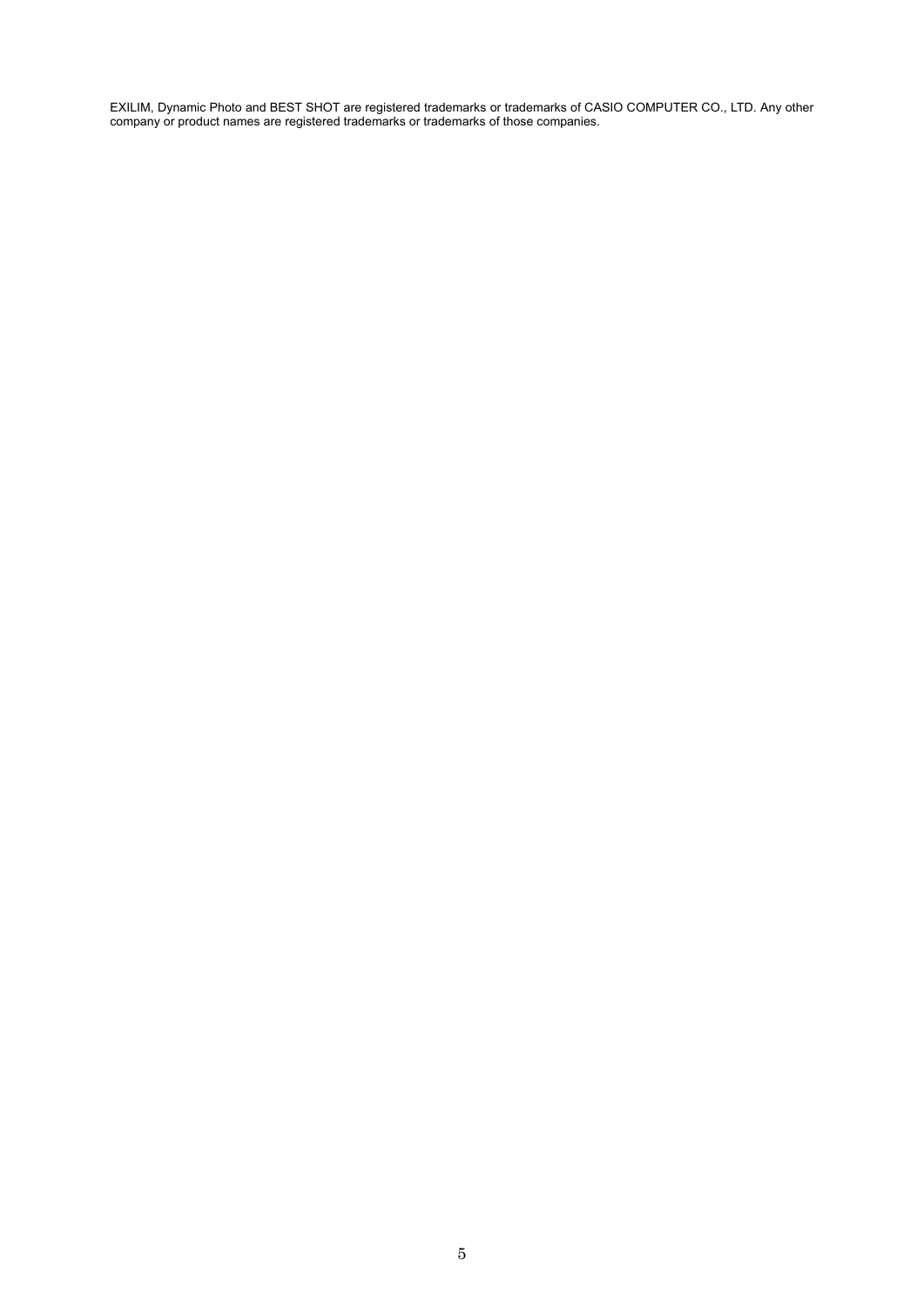EXILIM, Dynamic Photo and BEST SHOT are registered trademarks or trademarks of CASIO COMPUTER CO., LTD. Any other company or product names are registered trademarks or trademarks of those companies.